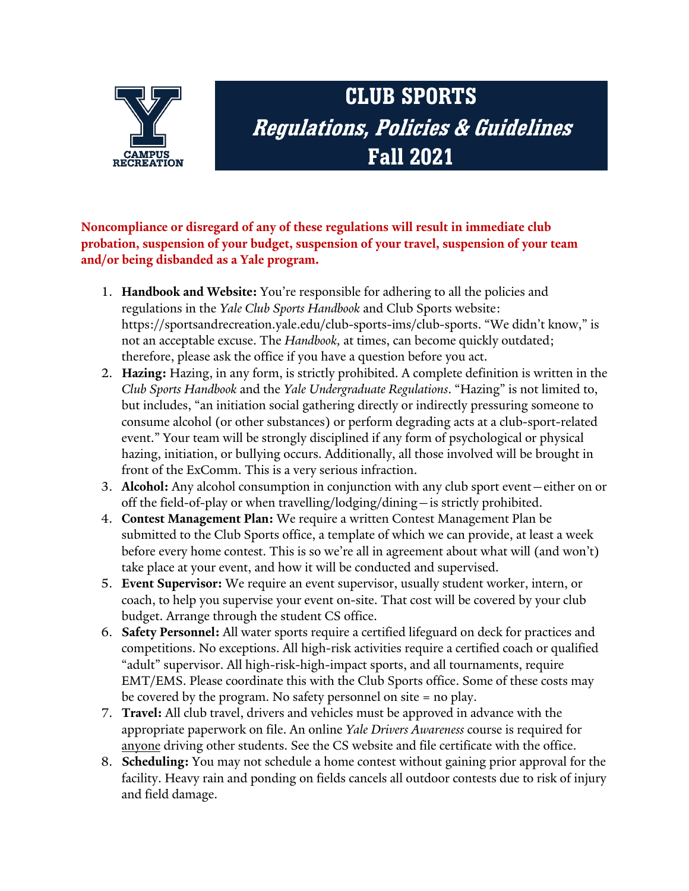CAMPUS RECREATION

# CLUB SPORTS
## *Regulations, Policies & Guidelines*
## Fall 2021

**Noncompliance or disregard of any of these regulations will result in immediate club probation, suspension of your budget, suspension of your travel, suspension of your team and/or being disbanded as a Yale program.**

1. **Handbook and Website:** You're responsible for adhering to all the policies and regulations in the *Yale Club Sports Handbook* and Club Sports website: https://sportsandrecreation.yale.edu/club-sports-ims/club-sports. "We didn't know," is not an acceptable excuse. The *Handbook,* at times, can become quickly outdated; therefore, please ask the office if you have a question before you act.
2. **Hazing:** Hazing, in any form, is strictly prohibited. A complete definition is written in the *Club Sports Handbook* and the *Yale Undergraduate Regulations*. "Hazing" is not limited to, but includes, "an initiation social gathering directly or indirectly pressuring someone to consume alcohol (or other substances) or perform degrading acts at a club-sport-related event." Your team will be strongly disciplined if any form of psychological or physical hazing, initiation, or bullying occurs. Additionally, all those involved will be brought in front of the ExComm. This is a very serious infraction.
3. **Alcohol:** Any alcohol consumption in conjunction with any club sport event—either on or off the field-of-play or when travelling/lodging/dining—is strictly prohibited.
4. **Contest Management Plan:** We require a written Contest Management Plan be submitted to the Club Sports office, a template of which we can provide, at least a week before every home contest. This is so we're all in agreement about what will (and won't) take place at your event, and how it will be conducted and supervised.
5. **Event Supervisor:** We require an event supervisor, usually student worker, intern, or coach, to help you supervise your event on-site. That cost will be covered by your club budget. Arrange through the student CS office.
6. **Safety Personnel:** All water sports require a certified lifeguard on deck for practices and competitions. No exceptions. All high-risk activities require a certified coach or qualified "adult" supervisor. All high-risk-high-impact sports, and all tournaments, require EMT/EMS. Please coordinate this with the Club Sports office. Some of these costs may be covered by the program. No safety personnel on site = no play.
7. **Travel:** All club travel, drivers and vehicles must be approved in advance with the appropriate paperwork on file. An online *Yale Drivers Awareness* course is required for <u>anyone</u> driving other students. See the CS website and file certificate with the office.
8. **Scheduling:** You may not schedule a home contest without gaining prior approval for the facility. Heavy rain and ponding on fields cancels all outdoor contests due to risk of injury and field damage.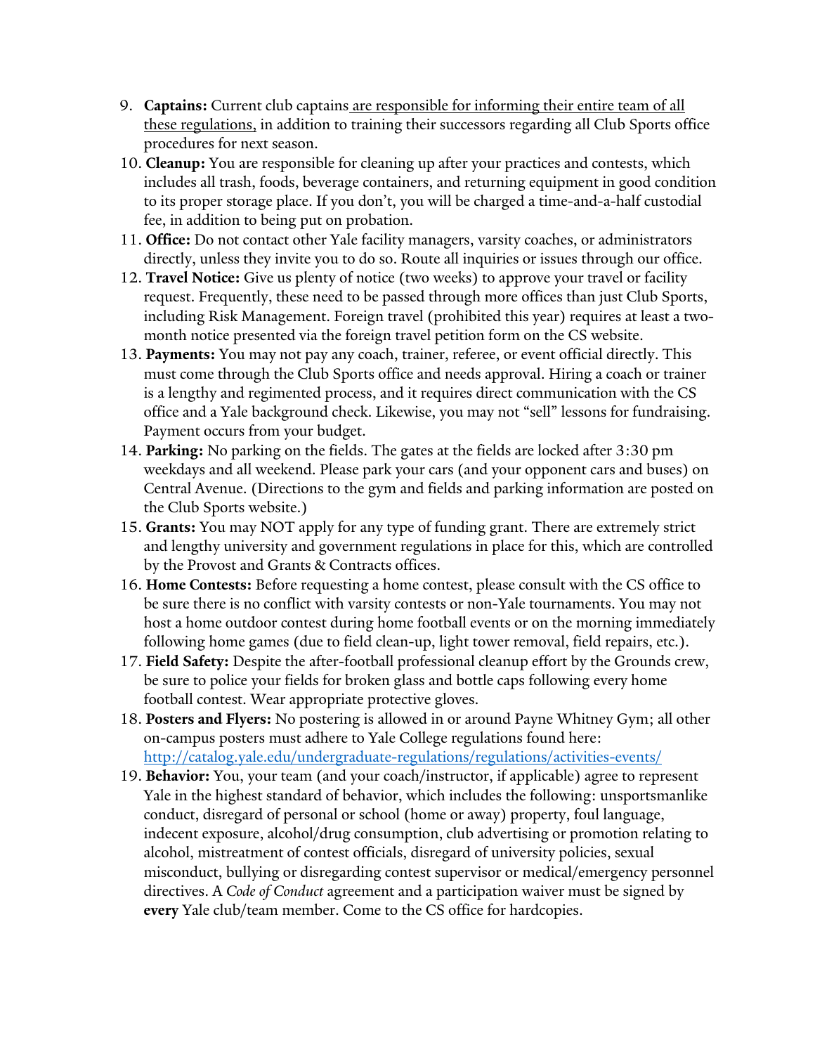9. **Captains:** Current club captains are responsible for informing their entire team of all these regulations, in addition to training their successors regarding all Club Sports office procedures for next season.
10. **Cleanup:** You are responsible for cleaning up after your practices and contests, which includes all trash, foods, beverage containers, and returning equipment in good condition to its proper storage place. If you don't, you will be charged a time-and-a-half custodial fee, in addition to being put on probation.
11. **Office:** Do not contact other Yale facility managers, varsity coaches, or administrators directly, unless they invite you to do so. Route all inquiries or issues through our office.
12. **Travel Notice:** Give us plenty of notice (two weeks) to approve your travel or facility request. Frequently, these need to be passed through more offices than just Club Sports, including Risk Management. Foreign travel (prohibited this year) requires at least a two-month notice presented via the foreign travel petition form on the CS website.
13. **Payments:** You may not pay any coach, trainer, referee, or event official directly. This must come through the Club Sports office and needs approval. Hiring a coach or trainer is a lengthy and regimented process, and it requires direct communication with the CS office and a Yale background check. Likewise, you may not "sell" lessons for fundraising. Payment occurs from your budget.
14. **Parking:** No parking on the fields. The gates at the fields are locked after 3:30 pm weekdays and all weekend. Please park your cars (and your opponent cars and buses) on Central Avenue. (Directions to the gym and fields and parking information are posted on the Club Sports website.)
15. **Grants:** You may NOT apply for any type of funding grant. There are extremely strict and lengthy university and government regulations in place for this, which are controlled by the Provost and Grants & Contracts offices.
16. **Home Contests:** Before requesting a home contest, please consult with the CS office to be sure there is no conflict with varsity contests or non-Yale tournaments. You may not host a home outdoor contest during home football events or on the morning immediately following home games (due to field clean-up, light tower removal, field repairs, etc.).
17. **Field Safety:** Despite the after-football professional cleanup effort by the Grounds crew, be sure to police your fields for broken glass and bottle caps following every home football contest. Wear appropriate protective gloves.
18. **Posters and Flyers:** No postering is allowed in or around Payne Whitney Gym; all other on-campus posters must adhere to Yale College regulations found here: http://catalog.yale.edu/undergraduate-regulations/regulations/activities-events/
19. **Behavior:** You, your team (and your coach/instructor, if applicable) agree to represent Yale in the highest standard of behavior, which includes the following: unsportsmanlike conduct, disregard of personal or school (home or away) property, foul language, indecent exposure, alcohol/drug consumption, club advertising or promotion relating to alcohol, mistreatment of contest officials, disregard of university policies, sexual misconduct, bullying or disregarding contest supervisor or medical/emergency personnel directives. A *Code of Conduct* agreement and a participation waiver must be signed by **every** Yale club/team member. Come to the CS office for hardcopies.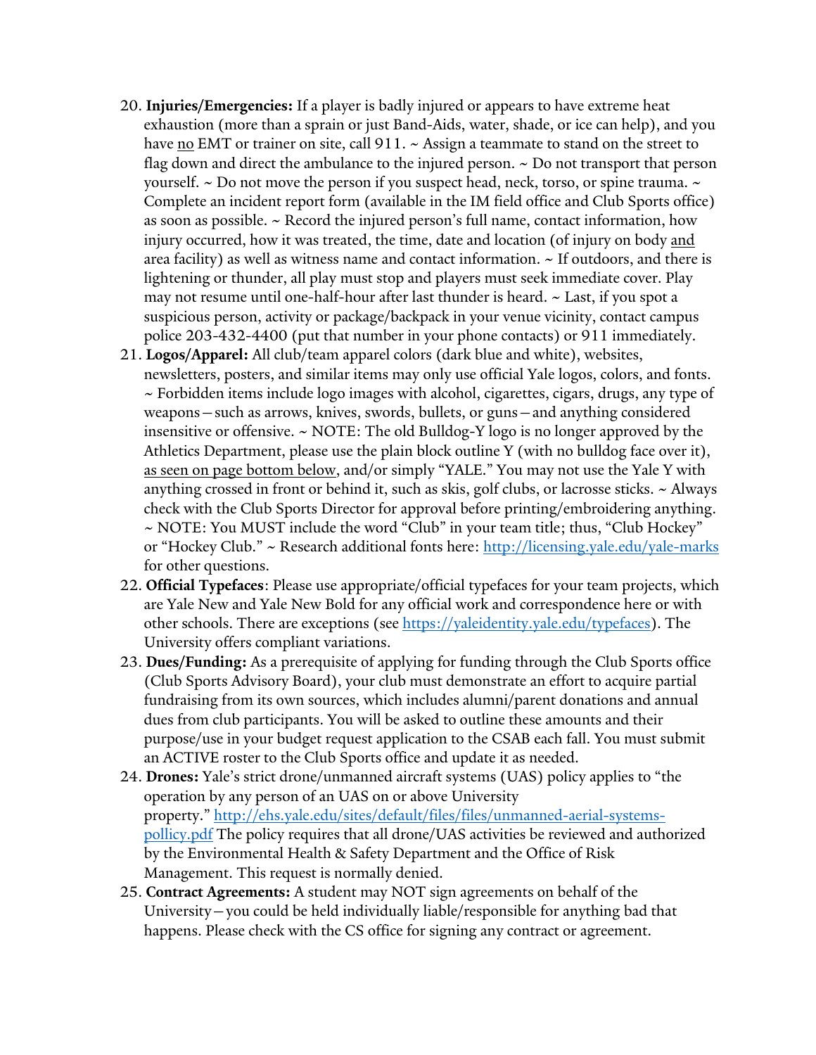20. **Injuries/Emergencies:** If a player is badly injured or appears to have extreme heat exhaustion (more than a sprain or just Band-Aids, water, shade, or ice can help), and you have no EMT or trainer on site, call 911. ~ Assign a teammate to stand on the street to flag down and direct the ambulance to the injured person. ~ Do not transport that person yourself. ~ Do not move the person if you suspect head, neck, torso, or spine trauma. ~ Complete an incident report form (available in the IM field office and Club Sports office) as soon as possible. ~ Record the injured person's full name, contact information, how injury occurred, how it was treated, the time, date and location (of injury on body and area facility) as well as witness name and contact information. ~ If outdoors, and there is lightening or thunder, all play must stop and players must seek immediate cover. Play may not resume until one-half-hour after last thunder is heard. ~ Last, if you spot a suspicious person, activity or package/backpack in your venue vicinity, contact campus police 203-432-4400 (put that number in your phone contacts) or 911 immediately.
21. **Logos/Apparel:** All club/team apparel colors (dark blue and white), websites, newsletters, posters, and similar items may only use official Yale logos, colors, and fonts. ~ Forbidden items include logo images with alcohol, cigarettes, cigars, drugs, any type of weapons—such as arrows, knives, swords, bullets, or guns—and anything considered insensitive or offensive. ~ NOTE: The old Bulldog-Y logo is no longer approved by the Athletics Department, please use the plain block outline Y (with no bulldog face over it), as seen on page bottom below, and/or simply "YALE." You may not use the Yale Y with anything crossed in front or behind it, such as skis, golf clubs, or lacrosse sticks. ~ Always check with the Club Sports Director for approval before printing/embroidering anything. ~ NOTE: You MUST include the word "Club" in your team title; thus, "Club Hockey" or "Hockey Club." ~ Research additional fonts here: [http://licensing.yale.edu/yale-marks](http://licensing.yale.edu/yale-marks) for other questions.
22. **Official Typefaces**: Please use appropriate/official typefaces for your team projects, which are Yale New and Yale New Bold for any official work and correspondence here or with other schools. There are exceptions (see [https://yaleidentity.yale.edu/typefaces](https://yaleidentity.yale.edu/typefaces)). The University offers compliant variations.
23. **Dues/Funding:** As a prerequisite of applying for funding through the Club Sports office (Club Sports Advisory Board), your club must demonstrate an effort to acquire partial fundraising from its own sources, which includes alumni/parent donations and annual dues from club participants. You will be asked to outline these amounts and their purpose/use in your budget request application to the CSAB each fall. You must submit an ACTIVE roster to the Club Sports office and update it as needed.
24. **Drones:** Yale's strict drone/unmanned aircraft systems (UAS) policy applies to "the operation by any person of an UAS on or above University property." [http://ehs.yale.edu/sites/default/files/files/unmanned-aerial-systems-pollicy.pdf](http://ehs.yale.edu/sites/default/files/files/unmanned-aerial-systems-pollicy.pdf) The policy requires that all drone/UAS activities be reviewed and authorized by the Environmental Health & Safety Department and the Office of Risk Management. This request is normally denied.
25. **Contract Agreements:** A student may NOT sign agreements on behalf of the University—you could be held individually liable/responsible for anything bad that happens. Please check with the CS office for signing any contract or agreement.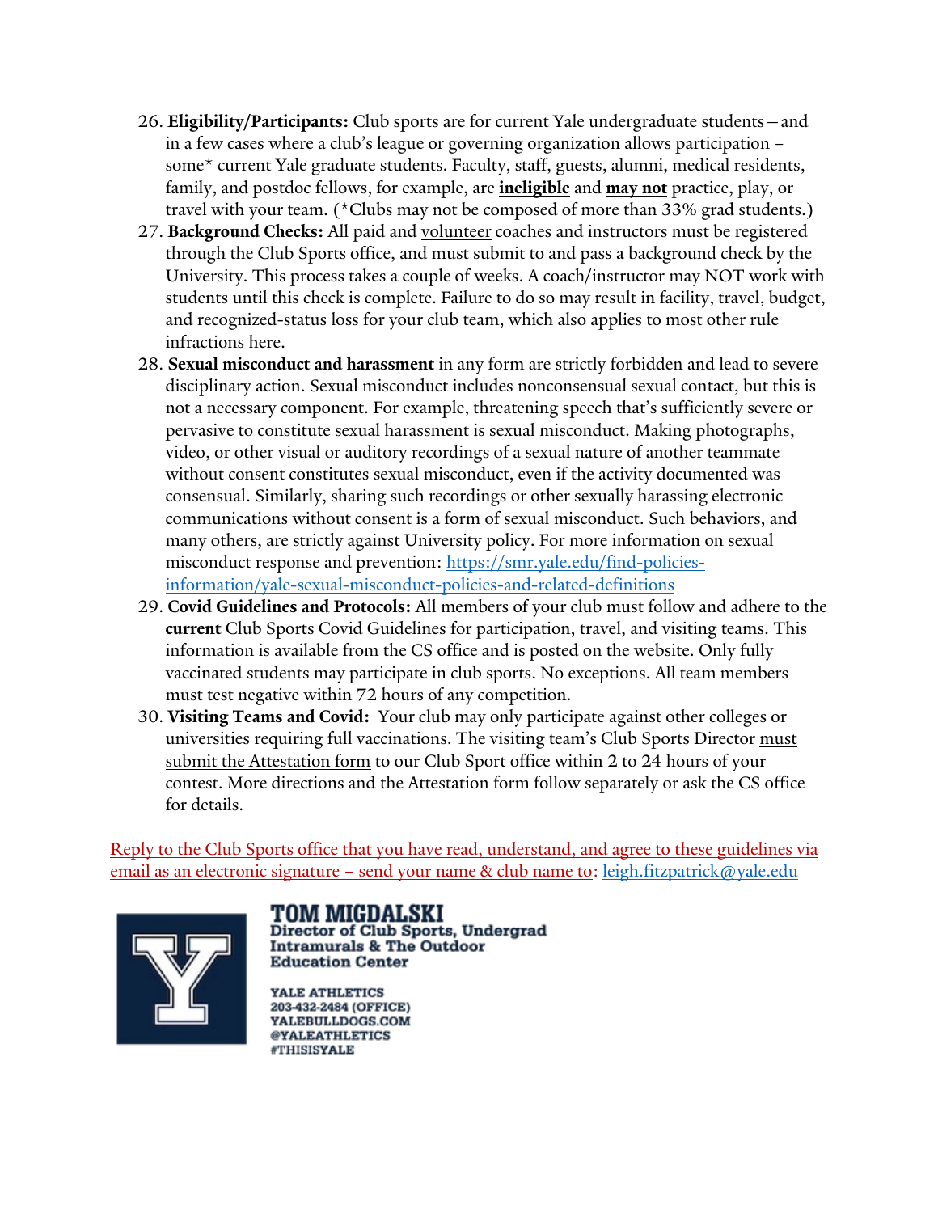26. **Eligibility/Participants:** Club sports are for current Yale undergraduate students – and in a few cases where a club's league or governing organization allows participation – some* current Yale graduate students. Faculty, staff, guests, alumni, medical residents, family, and postdoc fellows, for example, are **ineligible** and **may not** practice, play, or travel with your team. (*Clubs may not be composed of more than 33% grad students.)
27. **Background Checks:** All paid and volunteer coaches and instructors must be registered through the Club Sports office, and must submit to and pass a background check by the University. This process takes a couple of weeks. A coach/instructor may NOT work with students until this check is complete. Failure to do so may result in facility, travel, budget, and recognized-status loss for your club team, which also applies to most other rule infractions here.
28. **Sexual misconduct and harassment** in any form are strictly forbidden and lead to severe disciplinary action. Sexual misconduct includes nonconsensual sexual contact, but this is not a necessary component. For example, threatening speech that's sufficiently severe or pervasive to constitute sexual harassment is sexual misconduct. Making photographs, video, or other visual or auditory recordings of a sexual nature of another teammate without consent constitutes sexual misconduct, even if the activity documented was consensual. Similarly, sharing such recordings or other sexually harassing electronic communications without consent is a form of sexual misconduct. Such behaviors, and many others, are strictly against University policy. For more information on sexual misconduct response and prevention: https://smr.yale.edu/find-policies-information/yale-sexual-misconduct-policies-and-related-definitions
29. **Covid Guidelines and Protocols:** All members of your club must follow and adhere to the **current** Club Sports Covid Guidelines for participation, travel, and visiting teams. This information is available from the CS office and is posted on the website. Only fully vaccinated students may participate in club sports. No exceptions. All team members must test negative within 72 hours of any competition.
30. **Visiting Teams and Covid:** Your club may only participate against other colleges or universities requiring full vaccinations. The visiting team's Club Sports Director must submit the Attestation form to our Club Sport office within 2 to 24 hours of your contest. More directions and the Attestation form follow separately or ask the CS office for details.

Reply to the Club Sports office that you have read, understand, and agree to these guidelines via email as an electronic signature – send your name & club name to: leigh.fitzpatrick@yale.edu

**TOM MIGDALSKI**
**Director of Club Sports, Undergrad Intramurals & The Outdoor Education Center**

YALE ATHLETICS
203-432-2484 (OFFICE)
YALEBULLDOGS.COM
@YALEATHLETICS
#THISISYALE